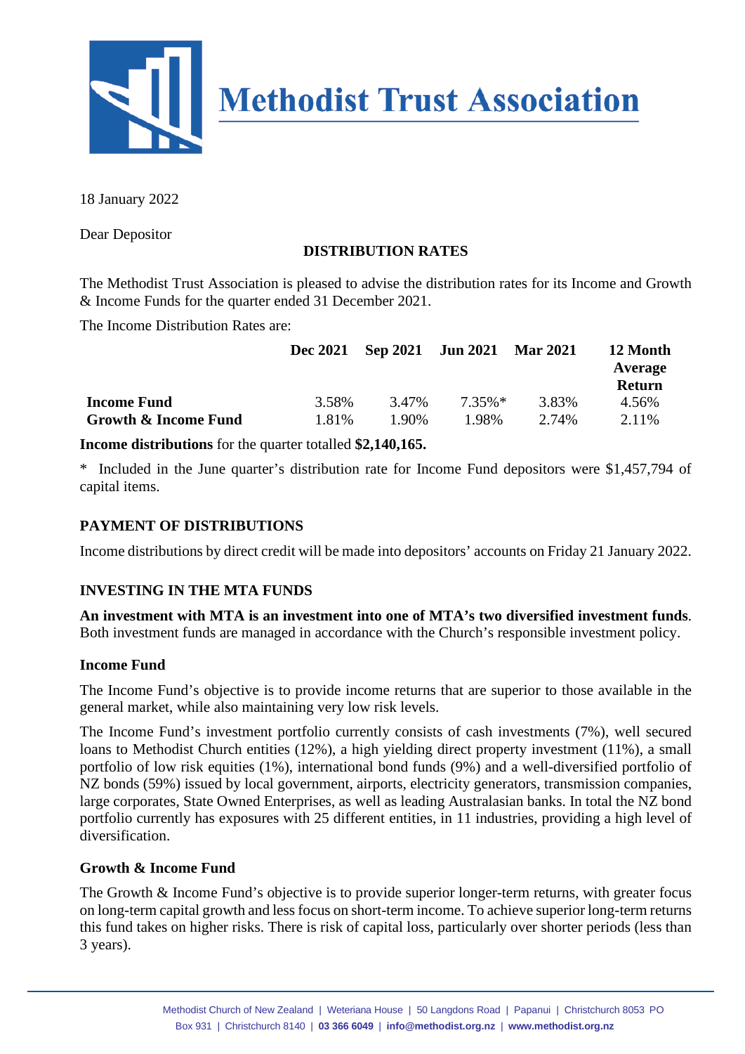# Methodist Trust Association

18 January 2022

Dear Depositor

## DISTRIBUTION RATES

The Methodist Trust Association is pleased to advise the distribution rates for its Income and Growth & Income Funds for the quarter ended 31 December 2021.

The Income Distribution Rates are:

| | Dec 2021 | Sep 2021 | Jun 2021 | Mar 2021 | 12 Month Average Return |
|---|---|---|---|---|---|
| **Income Fund** | 3.58% | 3.47% | 7.35%* | 3.83% | 4.56% |
| **Growth & Income Fund** | 1.81% | 1.90% | 1.98% | 2.74% | 2.11% |

**Income distributions** for the quarter totalled **$2,140,165.**

\* Included in the June quarter's distribution rate for Income Fund depositors were $1,457,794 of capital items.

## PAYMENT OF DISTRIBUTIONS

Income distributions by direct credit will be made into depositors' accounts on Friday 21 January 2022.

## INVESTING IN THE MTA FUNDS

**An investment with MTA is an investment into one of MTA's two diversified investment funds**. Both investment funds are managed in accordance with the Church's responsible investment policy.

### Income Fund

The Income Fund's objective is to provide income returns that are superior to those available in the general market, while also maintaining very low risk levels.

The Income Fund's investment portfolio currently consists of cash investments (7%), well secured loans to Methodist Church entities (12%), a high yielding direct property investment (11%), a small portfolio of low risk equities (1%), international bond funds (9%) and a well-diversified portfolio of NZ bonds (59%) issued by local government, airports, electricity generators, transmission companies, large corporates, State Owned Enterprises, as well as leading Australasian banks. In total the NZ bond portfolio currently has exposures with 25 different entities, in 11 industries, providing a high level of diversification.

### Growth & Income Fund

The Growth & Income Fund's objective is to provide superior longer-term returns, with greater focus on long-term capital growth and less focus on short-term income. To achieve superior long-term returns this fund takes on higher risks. There is risk of capital loss, particularly over shorter periods (less than 3 years).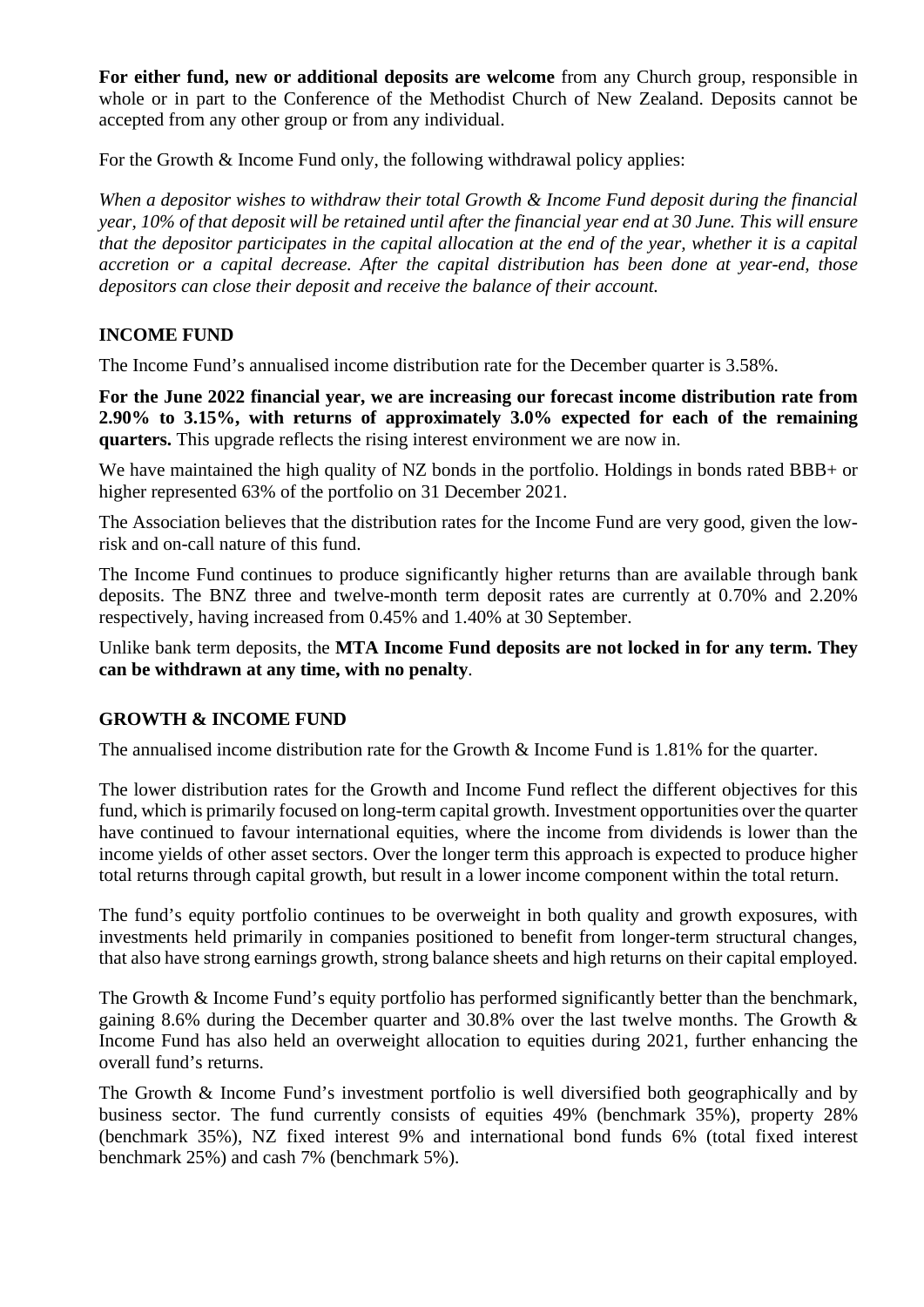**For either fund, new or additional deposits are welcome** from any Church group, responsible in whole or in part to the Conference of the Methodist Church of New Zealand. Deposits cannot be accepted from any other group or from any individual.

For the Growth & Income Fund only, the following withdrawal policy applies:

*When a depositor wishes to withdraw their total Growth & Income Fund deposit during the financial year, 10% of that deposit will be retained until after the financial year end at 30 June. This will ensure that the depositor participates in the capital allocation at the end of the year, whether it is a capital accretion or a capital decrease. After the capital distribution has been done at year-end, those depositors can close their deposit and receive the balance of their account.*

## INCOME FUND

The Income Fund's annualised income distribution rate for the December quarter is 3.58%.

**For the June 2022 financial year, we are increasing our forecast income distribution rate from 2.90% to 3.15%, with returns of approximately 3.0% expected for each of the remaining quarters.** This upgrade reflects the rising interest environment we are now in.

We have maintained the high quality of NZ bonds in the portfolio. Holdings in bonds rated BBB+ or higher represented 63% of the portfolio on 31 December 2021.

The Association believes that the distribution rates for the Income Fund are very good, given the low-risk and on-call nature of this fund.

The Income Fund continues to produce significantly higher returns than are available through bank deposits. The BNZ three and twelve-month term deposit rates are currently at 0.70% and 2.20% respectively, having increased from 0.45% and 1.40% at 30 September.

Unlike bank term deposits, the **MTA Income Fund deposits are not locked in for any term. They can be withdrawn at any time, with no penalty**.

## GROWTH & INCOME FUND

The annualised income distribution rate for the Growth & Income Fund is 1.81% for the quarter.

The lower distribution rates for the Growth and Income Fund reflect the different objectives for this fund, which is primarily focused on long-term capital growth. Investment opportunities over the quarter have continued to favour international equities, where the income from dividends is lower than the income yields of other asset sectors. Over the longer term this approach is expected to produce higher total returns through capital growth, but result in a lower income component within the total return.

The fund's equity portfolio continues to be overweight in both quality and growth exposures, with investments held primarily in companies positioned to benefit from longer-term structural changes, that also have strong earnings growth, strong balance sheets and high returns on their capital employed.

The Growth & Income Fund's equity portfolio has performed significantly better than the benchmark, gaining 8.6% during the December quarter and 30.8% over the last twelve months. The Growth & Income Fund has also held an overweight allocation to equities during 2021, further enhancing the overall fund's returns.

The Growth & Income Fund's investment portfolio is well diversified both geographically and by business sector. The fund currently consists of equities 49% (benchmark 35%), property 28% (benchmark 35%), NZ fixed interest 9% and international bond funds 6% (total fixed interest benchmark 25%) and cash 7% (benchmark 5%).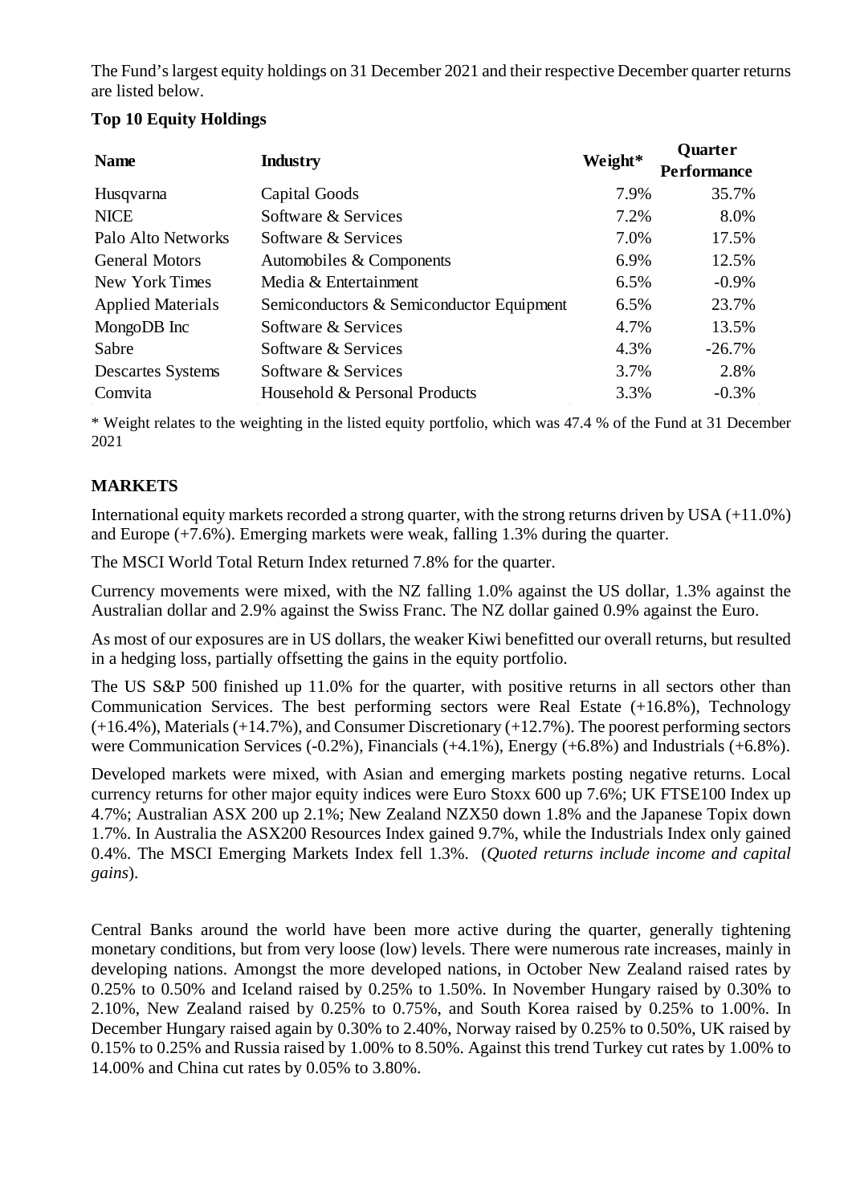The Fund's largest equity holdings on 31 December 2021 and their respective December quarter returns are listed below.

**Top 10 Equity Holdings**

| Name | Industry | Weight* | Quarter Performance |
|---|---|---|---|
| Husqvarna | Capital Goods | 7.9% | 35.7% |
| NICE | Software & Services | 7.2% | 8.0% |
| Palo Alto Networks | Software & Services | 7.0% | 17.5% |
| General Motors | Automobiles & Components | 6.9% | 12.5% |
| New York Times | Media & Entertainment | 6.5% | -0.9% |
| Applied Materials | Semiconductors & Semiconductor Equipment | 6.5% | 23.7% |
| MongoDB Inc | Software & Services | 4.7% | 13.5% |
| Sabre | Software & Services | 4.3% | -26.7% |
| Descartes Systems | Software & Services | 3.7% | 2.8% |
| Comvita | Household & Personal Products | 3.3% | -0.3% |

\* Weight relates to the weighting in the listed equity portfolio, which was 47.4 % of the Fund at 31 December 2021

## MARKETS

International equity markets recorded a strong quarter, with the strong returns driven by USA (+11.0%) and Europe (+7.6%). Emerging markets were weak, falling 1.3% during the quarter.

The MSCI World Total Return Index returned 7.8% for the quarter.

Currency movements were mixed, with the NZ falling 1.0% against the US dollar, 1.3% against the Australian dollar and 2.9% against the Swiss Franc. The NZ dollar gained 0.9% against the Euro.

As most of our exposures are in US dollars, the weaker Kiwi benefitted our overall returns, but resulted in a hedging loss, partially offsetting the gains in the equity portfolio.

The US S&P 500 finished up 11.0% for the quarter, with positive returns in all sectors other than Communication Services. The best performing sectors were Real Estate (+16.8%), Technology (+16.4%), Materials (+14.7%), and Consumer Discretionary (+12.7%). The poorest performing sectors were Communication Services (-0.2%), Financials (+4.1%), Energy (+6.8%) and Industrials (+6.8%).

Developed markets were mixed, with Asian and emerging markets posting negative returns. Local currency returns for other major equity indices were Euro Stoxx 600 up 7.6%; UK FTSE100 Index up 4.7%; Australian ASX 200 up 2.1%; New Zealand NZX50 down 1.8% and the Japanese Topix down 1.7%. In Australia the ASX200 Resources Index gained 9.7%, while the Industrials Index only gained 0.4%. The MSCI Emerging Markets Index fell 1.3%. (*Quoted returns include income and capital gains*).

Central Banks around the world have been more active during the quarter, generally tightening monetary conditions, but from very loose (low) levels. There were numerous rate increases, mainly in developing nations. Amongst the more developed nations, in October New Zealand raised rates by 0.25% to 0.50% and Iceland raised by 0.25% to 1.50%. In November Hungary raised by 0.30% to 2.10%, New Zealand raised by 0.25% to 0.75%, and South Korea raised by 0.25% to 1.00%. In December Hungary raised again by 0.30% to 2.40%, Norway raised by 0.25% to 0.50%, UK raised by 0.15% to 0.25% and Russia raised by 1.00% to 8.50%. Against this trend Turkey cut rates by 1.00% to 14.00% and China cut rates by 0.05% to 3.80%.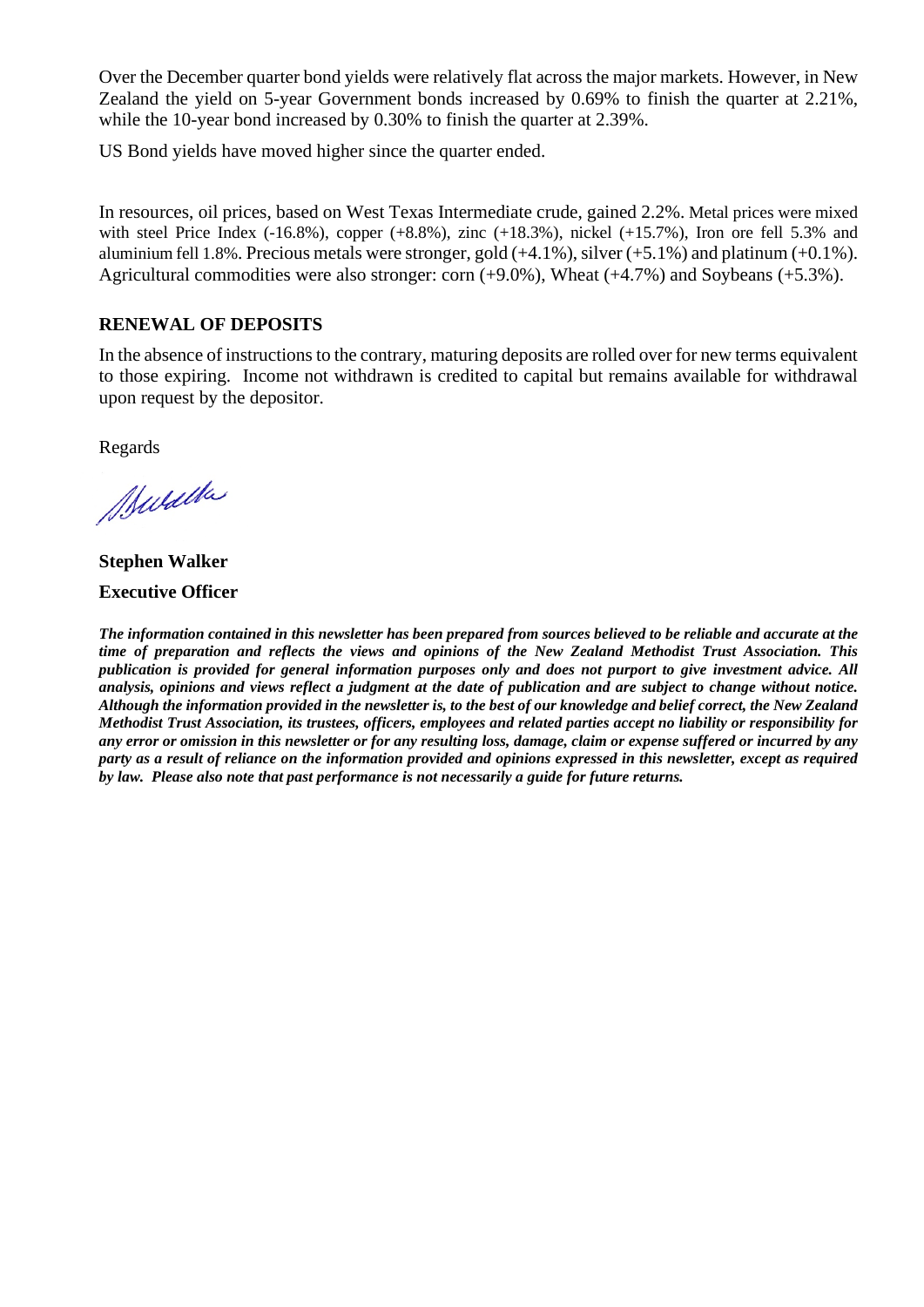Over the December quarter bond yields were relatively flat across the major markets. However, in New Zealand the yield on 5-year Government bonds increased by 0.69% to finish the quarter at 2.21%, while the 10-year bond increased by 0.30% to finish the quarter at 2.39%.

US Bond yields have moved higher since the quarter ended.

In resources, oil prices, based on West Texas Intermediate crude, gained 2.2%. Metal prices were mixed with steel Price Index (-16.8%), copper (+8.8%), zinc (+18.3%), nickel (+15.7%), Iron ore fell 5.3% and aluminium fell 1.8%. Precious metals were stronger, gold (+4.1%), silver (+5.1%) and platinum (+0.1%). Agricultural commodities were also stronger: corn (+9.0%), Wheat (+4.7%) and Soybeans (+5.3%).

**RENEWAL OF DEPOSITS**

In the absence of instructions to the contrary, maturing deposits are rolled over for new terms equivalent to those expiring. Income not withdrawn is credited to capital but remains available for withdrawal upon request by the depositor.

Regards

**Stephen Walker**

**Executive Officer**

***The information contained in this newsletter has been prepared from sources believed to be reliable and accurate at the time of preparation and reflects the views and opinions of the New Zealand Methodist Trust Association. This publication is provided for general information purposes only and does not purport to give investment advice. All analysis, opinions and views reflect a judgment at the date of publication and are subject to change without notice. Although the information provided in the newsletter is, to the best of our knowledge and belief correct, the New Zealand Methodist Trust Association, its trustees, officers, employees and related parties accept no liability or responsibility for any error or omission in this newsletter or for any resulting loss, damage, claim or expense suffered or incurred by any party as a result of reliance on the information provided and opinions expressed in this newsletter, except as required by law. Please also note that past performance is not necessarily a guide for future returns.***